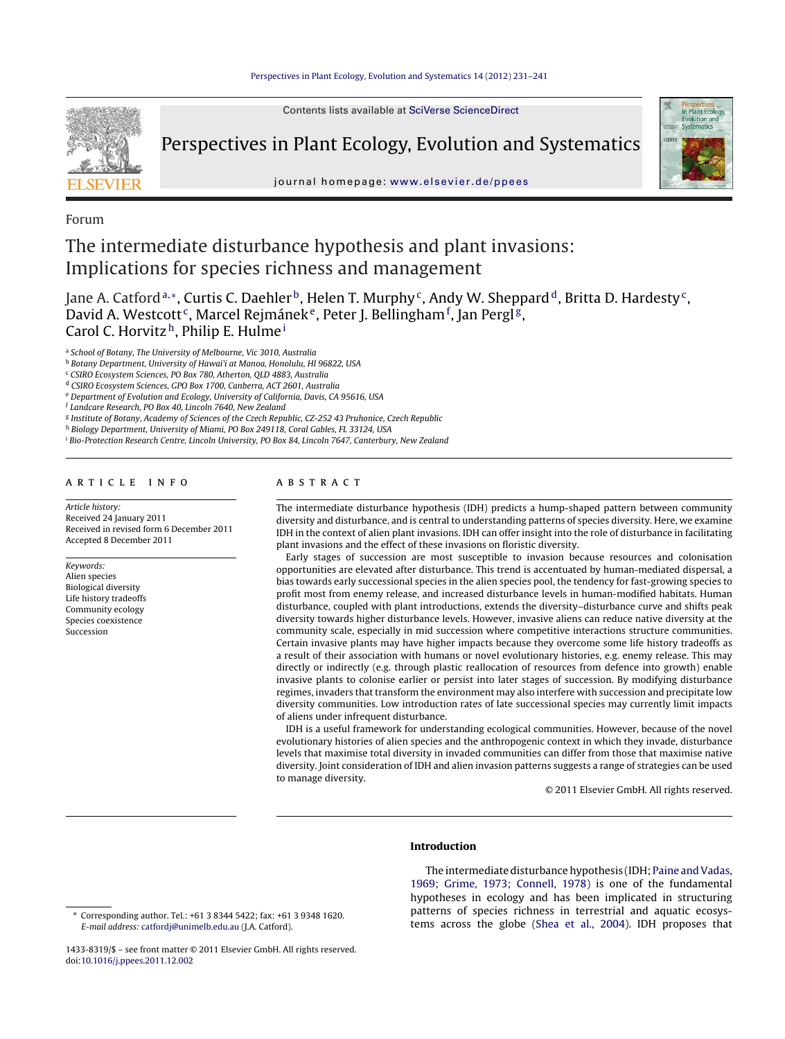Contents lists available at SciVerse ScienceDirect

Perspectives in Plant Ecology, Evolution and Systematics

journal homepage: www.elsevier.de/ppees

Forum

# The intermediate disturbance hypothesis and plant invasions: Implications for species richness and management

Jane A. Catford[a,*], Curtis C. Daehler[b], Helen T. Murphy[c], Andy W. Sheppard[d], Britta D. Hardesty[c], David A. Westcott[c], Marcel Rejmánek[e], Peter J. Bellingham[f], Jan Pergl[g], Carol C. Horvitz[h], Philip E. Hulme[i]

[a] School of Botany, The University of Melbourne, Vic 3010, Australia
[b] Botany Department, University of Hawai'i at Manoa, Honolulu, HI 96822, USA
[c] CSIRO Ecosystem Sciences, PO Box 780, Atherton, QLD 4883, Australia
[d] CSIRO Ecosystem Sciences, GPO Box 1700, Canberra, ACT 2601, Australia
[e] Department of Evolution and Ecology, University of California, Davis, CA 95616, USA
[f] Landcare Research, PO Box 40, Lincoln 7640, New Zealand
[g] Institute of Botany, Academy of Sciences of the Czech Republic, CZ-252 43 Pruhonice, Czech Republic
[h] Biology Department, University of Miami, PO Box 249118, Coral Gables, FL 33124, USA
[i] Bio-Protection Research Centre, Lincoln University, PO Box 84, Lincoln 7647, Canterbury, New Zealand

## ARTICLE INFO

*Article history:*
Received 24 January 2011
Received in revised form 6 December 2011
Accepted 8 December 2011

*Keywords:*
Alien species
Biological diversity
Life history tradeoffs
Community ecology
Species coexistence
Succession

## ABSTRACT

The intermediate disturbance hypothesis (IDH) predicts a hump-shaped pattern between community diversity and disturbance, and is central to understanding patterns of species diversity. Here, we examine IDH in the context of alien plant invasions. IDH can offer insight into the role of disturbance in facilitating plant invasions and the effect of these invasions on floristic diversity.

Early stages of succession are most susceptible to invasion because resources and colonisation opportunities are elevated after disturbance. This trend is accentuated by human-mediated dispersal, a bias towards early successional species in the alien species pool, the tendency for fast-growing species to profit most from enemy release, and increased disturbance levels in human-modified habitats. Human disturbance, coupled with plant introductions, extends the diversity–disturbance curve and shifts peak diversity towards higher disturbance levels. However, invasive aliens can reduce native diversity at the community scale, especially in mid succession where competitive interactions structure communities. Certain invasive plants may have higher impacts because they overcome some life history tradeoffs as a result of their association with humans or novel evolutionary histories, e.g. enemy release. This may directly or indirectly (e.g. through plastic reallocation of resources from defence into growth) enable invasive plants to colonise earlier or persist into later stages of succession. By modifying disturbance regimes, invaders that transform the environment may also interfere with succession and precipitate low diversity communities. Low introduction rates of late successional species may currently limit impacts of aliens under infrequent disturbance.

IDH is a useful framework for understanding ecological communities. However, because of the novel evolutionary histories of alien species and the anthropogenic context in which they invade, disturbance levels that maximise total diversity in invaded communities can differ from those that maximise native diversity. Joint consideration of IDH and alien invasion patterns suggests a range of strategies can be used to manage diversity.

© 2011 Elsevier GmbH. All rights reserved.

## Introduction

The intermediate disturbance hypothesis (IDH; Paine and Vadas, 1969; Grime, 1973; Connell, 1978) is one of the fundamental hypotheses in ecology and has been implicated in structuring patterns of species richness in terrestrial and aquatic ecosystems across the globe (Shea et al., 2004). IDH proposes that

* Corresponding author. Tel.: +61 3 8344 5422; fax: +61 3 9348 1620.
*E-mail address:* catfordj@unimelb.edu.au (J.A. Catford).

1433-8319/$ – see front matter © 2011 Elsevier GmbH. All rights reserved.
doi:10.1016/j.ppees.2011.12.002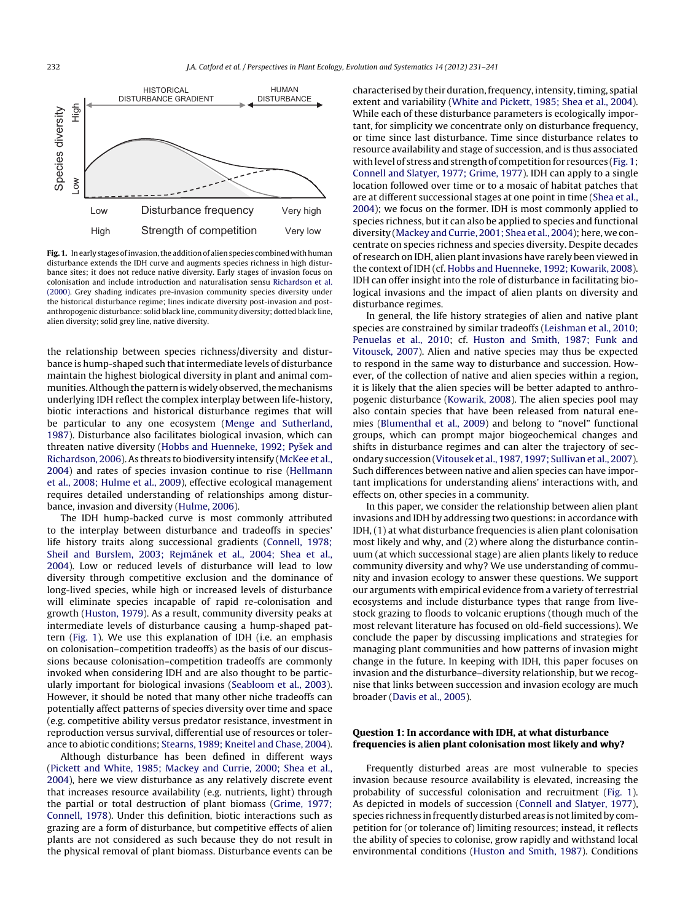**Fig. 1.** In early stages of invasion, the addition of alien species combined with human disturbance extends the IDH curve and augments species richness in high disturbance sites; it does not reduce native diversity. Early stages of invasion focus on colonisation and include introduction and naturalisation sensu Richardson et al. (2000). Grey shading indicates pre-invasion community species diversity under the historical disturbance regime; lines indicate diversity post-invasion and post-anthropogenic disturbance: solid black line, community diversity; dotted black line, alien diversity; solid grey line, native diversity.

the relationship between species richness/diversity and disturbance is hump-shaped such that intermediate levels of disturbance maintain the highest biological diversity in plant and animal communities. Although the pattern is widely observed, the mechanisms underlying IDH reflect the complex interplay between life-history, biotic interactions and historical disturbance regimes that will be particular to any one ecosystem (Menge and Sutherland, 1987). Disturbance also facilitates biological invasion, which can threaten native diversity (Hobbs and Huenneke, 1992; Pyšek and Richardson, 2006). As threats to biodiversity intensify (McKee et al., 2004) and rates of species invasion continue to rise (Hellmann et al., 2008; Hulme et al., 2009), effective ecological management requires detailed understanding of relationships among disturbance, invasion and diversity (Hulme, 2006).

The IDH hump-backed curve is most commonly attributed to the interplay between disturbance and tradeoffs in species' life history traits along successional gradients (Connell, 1978; Sheil and Burslem, 2003; Rejmánek et al., 2004; Shea et al., 2004). Low or reduced levels of disturbance will lead to low diversity through competitive exclusion and the dominance of long-lived species, while high or increased levels of disturbance will eliminate species incapable of rapid re-colonisation and growth (Huston, 1979). As a result, community diversity peaks at intermediate levels of disturbance causing a hump-shaped pattern (Fig. 1). We use this explanation of IDH (i.e. an emphasis on colonisation–competition tradeoffs) as the basis of our discussions because colonisation–competition tradeoffs are commonly invoked when considering IDH and are also thought to be particularly important for biological invasions (Seabloom et al., 2003). However, it should be noted that many other niche tradeoffs can potentially affect patterns of species diversity over time and space (e.g. competitive ability versus predator resistance, investment in reproduction versus survival, differential use of resources or tolerance to abiotic conditions; Stearns, 1989; Kneitel and Chase, 2004).

Although disturbance has been defined in different ways (Pickett and White, 1985; Mackey and Currie, 2000; Shea et al., 2004), here we view disturbance as any relatively discrete event that increases resource availability (e.g. nutrients, light) through the partial or total destruction of plant biomass (Grime, 1977; Connell, 1978). Under this definition, biotic interactions such as grazing are a form of disturbance, but competitive effects of alien plants are not considered as such because they do not result in the physical removal of plant biomass. Disturbance events can be characterised by their duration, frequency, intensity, timing, spatial extent and variability (White and Pickett, 1985; Shea et al., 2004). While each of these disturbance parameters is ecologically important, for simplicity we concentrate only on disturbance frequency, or time since last disturbance. Time since disturbance relates to resource availability and stage of succession, and is thus associated with level of stress and strength of competition for resources (Fig. 1; Connell and Slatyer, 1977; Grime, 1977). IDH can apply to a single location followed over time or to a mosaic of habitat patches that are at different successional stages at one point in time (Shea et al., 2004); we focus on the former. IDH is most commonly applied to species richness, but it can also be applied to species and functional diversity (Mackey and Currie, 2001; Shea et al., 2004); here, we concentrate on species richness and species diversity. Despite decades of research on IDH, alien plant invasions have rarely been viewed in the context of IDH (cf. Hobbs and Huenneke, 1992; Kowarik, 2008). IDH can offer insight into the role of disturbance in facilitating biological invasions and the impact of alien plants on diversity and disturbance regimes.

In general, the life history strategies of alien and native plant species are constrained by similar tradeoffs (Leishman et al., 2010; Penuelas et al., 2010; cf. Huston and Smith, 1987; Funk and Vitousek, 2007). Alien and native species may thus be expected to respond in the same way to disturbance and succession. However, of the collection of native and alien species within a region, it is likely that the alien species will be better adapted to anthropogenic disturbance (Kowarik, 2008). The alien species pool may also contain species that have been released from natural enemies (Blumenthal et al., 2009) and belong to "novel" functional groups, which can prompt major biogeochemical changes and shifts in disturbance regimes and can alter the trajectory of secondary succession (Vitousek et al., 1987, 1997; Sullivan et al., 2007). Such differences between native and alien species can have important implications for understanding aliens' interactions with, and effects on, other species in a community.

In this paper, we consider the relationship between alien plant invasions and IDH by addressing two questions: in accordance with IDH, (1) at what disturbance frequencies is alien plant colonisation most likely and why, and (2) where along the disturbance continuum (at which successional stage) are alien plants likely to reduce community diversity and why? We use understanding of community and invasion ecology to answer these questions. We support our arguments with empirical evidence from a variety of terrestrial ecosystems and include disturbance types that range from livestock grazing to floods to volcanic eruptions (though much of the most relevant literature has focused on old-field successions). We conclude the paper by discussing implications and strategies for managing plant communities and how patterns of invasion might change in the future. In keeping with IDH, this paper focuses on invasion and the disturbance–diversity relationship, but we recognise that links between succession and invasion ecology are much broader (Davis et al., 2005).

## Question 1: In accordance with IDH, at what disturbance frequencies is alien plant colonisation most likely and why?

Frequently disturbed areas are most vulnerable to species invasion because resource availability is elevated, increasing the probability of successful colonisation and recruitment (Fig. 1). As depicted in models of succession (Connell and Slatyer, 1977), species richness in frequently disturbed areas is not limited by competition for (or tolerance of) limiting resources; instead, it reflects the ability of species to colonise, grow rapidly and withstand local environmental conditions (Huston and Smith, 1987). Conditions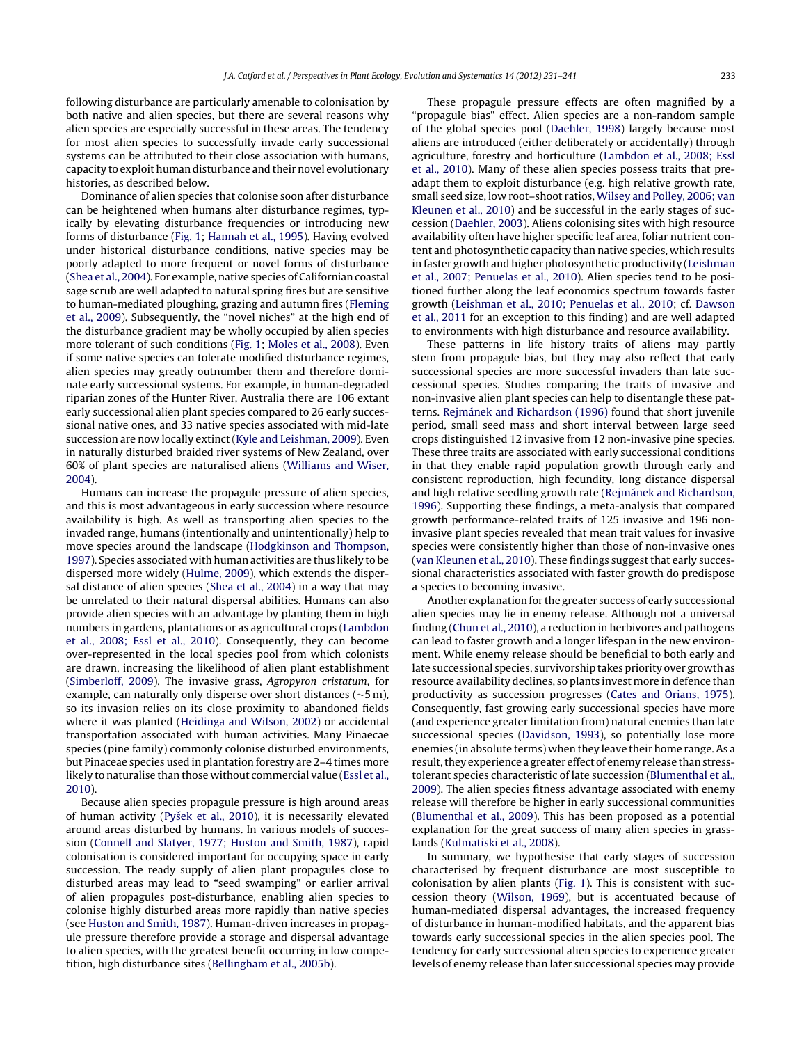following disturbance are particularly amenable to colonisation by both native and alien species, but there are several reasons why alien species are especially successful in these areas. The tendency for most alien species to successfully invade early successional systems can be attributed to their close association with humans, capacity to exploit human disturbance and their novel evolutionary histories, as described below.

Dominance of alien species that colonise soon after disturbance can be heightened when humans alter disturbance regimes, typically by elevating disturbance frequencies or introducing new forms of disturbance (Fig. 1; Hannah et al., 1995). Having evolved under historical disturbance conditions, native species may be poorly adapted to more frequent or novel forms of disturbance (Shea et al., 2004). For example, native species of Californian coastal sage scrub are well adapted to natural spring fires but are sensitive to human-mediated ploughing, grazing and autumn fires (Fleming et al., 2009). Subsequently, the "novel niches" at the high end of the disturbance gradient may be wholly occupied by alien species more tolerant of such conditions (Fig. 1; Moles et al., 2008). Even if some native species can tolerate modified disturbance regimes, alien species may greatly outnumber them and therefore dominate early successional systems. For example, in human-degraded riparian zones of the Hunter River, Australia there are 106 extant early successional alien plant species compared to 26 early successional native ones, and 33 native species associated with mid-late succession are now locally extinct (Kyle and Leishman, 2009). Even in naturally disturbed braided river systems of New Zealand, over 60% of plant species are naturalised aliens (Williams and Wiser, 2004).

Humans can increase the propagule pressure of alien species, and this is most advantageous in early succession where resource availability is high. As well as transporting alien species to the invaded range, humans (intentionally and unintentionally) help to move species around the landscape (Hodgkinson and Thompson, 1997). Species associated with human activities are thus likely to be dispersed more widely (Hulme, 2009), which extends the dispersal distance of alien species (Shea et al., 2004) in a way that may be unrelated to their natural dispersal abilities. Humans can also provide alien species with an advantage by planting them in high numbers in gardens, plantations or as agricultural crops (Lambdon et al., 2008; Essl et al., 2010). Consequently, they can become over-represented in the local species pool from which colonists are drawn, increasing the likelihood of alien plant establishment (Simberloff, 2009). The invasive grass, *Agropyron cristatum*, for example, can naturally only disperse over short distances (~5 m), so its invasion relies on its close proximity to abandoned fields where it was planted (Heidinga and Wilson, 2002) or accidental transportation associated with human activities. Many Pinaecae species (pine family) commonly colonise disturbed environments, but Pinaceae species used in plantation forestry are 2–4 times more likely to naturalise than those without commercial value (Essl et al., 2010).

Because alien species propagule pressure is high around areas of human activity (Pyšek et al., 2010), it is necessarily elevated around areas disturbed by humans. In various models of succession (Connell and Slatyer, 1977; Huston and Smith, 1987), rapid colonisation is considered important for occupying space in early succession. The ready supply of alien plant propagules close to disturbed areas may lead to "seed swamping" or earlier arrival of alien propagules post-disturbance, enabling alien species to colonise highly disturbed areas more rapidly than native species (see Huston and Smith, 1987). Human-driven increases in propagule pressure therefore provide a storage and dispersal advantage to alien species, with the greatest benefit occurring in low competition, high disturbance sites (Bellingham et al., 2005b).

These propagule pressure effects are often magnified by a "propagule bias" effect. Alien species are a non-random sample of the global species pool (Daehler, 1998) largely because most aliens are introduced (either deliberately or accidentally) through agriculture, forestry and horticulture (Lambdon et al., 2008; Essl et al., 2010). Many of these alien species possess traits that preadapt them to exploit disturbance (e.g. high relative growth rate, small seed size, low root–shoot ratios, Wilsey and Polley, 2006; van Kleunen et al., 2010) and be successful in the early stages of succession (Daehler, 2003). Aliens colonising sites with high resource availability often have higher specific leaf area, foliar nutrient content and photosynthetic capacity than native species, which results in faster growth and higher photosynthetic productivity (Leishman et al., 2007; Penuelas et al., 2010). Alien species tend to be positioned further along the leaf economics spectrum towards faster growth (Leishman et al., 2010; Penuelas et al., 2010; cf. Dawson et al., 2011 for an exception to this finding) and are well adapted to environments with high disturbance and resource availability.

These patterns in life history traits of aliens may partly stem from propagule bias, but they may also reflect that early successional species are more successful invaders than late successional species. Studies comparing the traits of invasive and non-invasive alien plant species can help to disentangle these patterns. Rejmánek and Richardson (1996) found that short juvenile period, small seed mass and short interval between large seed crops distinguished 12 invasive from 12 non-invasive pine species. These three traits are associated with early successional conditions in that they enable rapid population growth through early and consistent reproduction, high fecundity, long distance dispersal and high relative seedling growth rate (Rejmánek and Richardson, 1996). Supporting these findings, a meta-analysis that compared growth performance-related traits of 125 invasive and 196 non-invasive plant species revealed that mean trait values for invasive species were consistently higher than those of non-invasive ones (van Kleunen et al., 2010). These findings suggest that early successional characteristics associated with faster growth do predispose a species to becoming invasive.

Another explanation for the greater success of early successional alien species may lie in enemy release. Although not a universal finding (Chun et al., 2010), a reduction in herbivores and pathogens can lead to faster growth and a longer lifespan in the new environment. While enemy release should be beneficial to both early and late successional species, survivorship takes priority over growth as resource availability declines, so plants invest more in defence than productivity as succession progresses (Cates and Orians, 1975). Consequently, fast growing early successional species have more (and experience greater limitation from) natural enemies than late successional species (Davidson, 1993), so potentially lose more enemies (in absolute terms) when they leave their home range. As a result, they experience a greater effect of enemy release than stress-tolerant species characteristic of late succession (Blumenthal et al., 2009). The alien species fitness advantage associated with enemy release will therefore be higher in early successional communities (Blumenthal et al., 2009). This has been proposed as a potential explanation for the great success of many alien species in grasslands (Kulmatiski et al., 2008).

In summary, we hypothesise that early stages of succession characterised by frequent disturbance are most susceptible to colonisation by alien plants (Fig. 1). This is consistent with succession theory (Wilson, 1969), but is accentuated because of human-mediated dispersal advantages, the increased frequency of disturbance in human-modified habitats, and the apparent bias towards early successional species in the alien species pool. The tendency for early successional alien species to experience greater levels of enemy release than later successional species may provide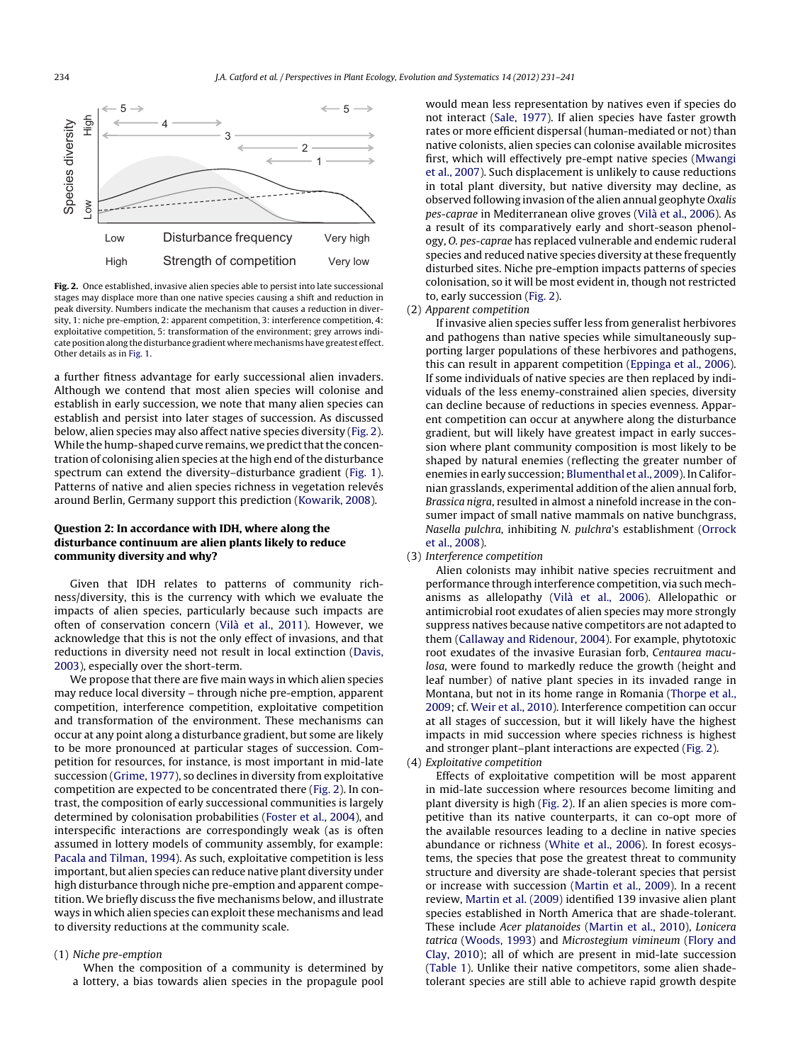Fig. 2. Once established, invasive alien species able to persist into late successional stages may displace more than one native species causing a shift and reduction in peak diversity. Numbers indicate the mechanism that causes a reduction in diversity, 1: niche pre-emption, 2: apparent competition, 3: interference competition, 4: exploitative competition, 5: transformation of the environment; grey arrows indicate position along the disturbance gradient where mechanisms have greatest effect. Other details as in Fig. 1.

a further fitness advantage for early successional alien invaders. Although we contend that most alien species will colonise and establish in early succession, we note that many alien species can establish and persist into later stages of succession. As discussed below, alien species may also affect native species diversity (Fig. 2). While the hump-shaped curve remains, we predict that the concentration of colonising alien species at the high end of the disturbance spectrum can extend the diversity–disturbance gradient (Fig. 1). Patterns of native and alien species richness in vegetation relevés around Berlin, Germany support this prediction (Kowarik, 2008).

### Question 2: In accordance with IDH, where along the disturbance continuum are alien plants likely to reduce community diversity and why?

Given that IDH relates to patterns of community richness/diversity, this is the currency with which we evaluate the impacts of alien species, particularly because such impacts are often of conservation concern (Vilà et al., 2011). However, we acknowledge that this is not the only effect of invasions, and that reductions in diversity need not result in local extinction (Davis, 2003), especially over the short-term.

We propose that there are five main ways in which alien species may reduce local diversity – through niche pre-emption, apparent competition, interference competition, exploitative competition and transformation of the environment. These mechanisms can occur at any point along a disturbance gradient, but some are likely to be more pronounced at particular stages of succession. Competition for resources, for instance, is most important in mid-late succession (Grime, 1977), so declines in diversity from exploitative competition are expected to be concentrated there (Fig. 2). In contrast, the composition of early successional communities is largely determined by colonisation probabilities (Foster et al., 2004), and interspecific interactions are correspondingly weak (as is often assumed in lottery models of community assembly, for example: Pacala and Tilman, 1994). As such, exploitative competition is less important, but alien species can reduce native plant diversity under high disturbance through niche pre-emption and apparent competition. We briefly discuss the five mechanisms below, and illustrate ways in which alien species can exploit these mechanisms and lead to diversity reductions at the community scale.

(1) *Niche pre-emption*

When the composition of a community is determined by a lottery, a bias towards alien species in the propagule pool would mean less representation by natives even if species do not interact (Sale, 1977). If alien species have faster growth rates or more efficient dispersal (human-mediated or not) than native colonists, alien species can colonise available microsites first, which will effectively pre-empt native species (Mwangi et al., 2007). Such displacement is unlikely to cause reductions in total plant diversity, but native diversity may decline, as observed following invasion of the alien annual geophyte *Oxalis pes-caprae* in Mediterranean olive groves (Vilà et al., 2006). As a result of its comparatively early and short-season phenology, *O. pes-caprae* has replaced vulnerable and endemic ruderal species and reduced native species diversity at these frequently disturbed sites. Niche pre-emption impacts patterns of species colonisation, so it will be most evident in, though not restricted to, early succession (Fig. 2).

(2) *Apparent competition*

If invasive alien species suffer less from generalist herbivores and pathogens than native species while simultaneously supporting larger populations of these herbivores and pathogens, this can result in apparent competition (Eppinga et al., 2006). If some individuals of native species are then replaced by individuals of the less enemy-constrained alien species, diversity can decline because of reductions in species evenness. Apparent competition can occur at anywhere along the disturbance gradient, but will likely have greatest impact in early succession where plant community composition is most likely to be shaped by natural enemies (reflecting the greater number of enemies in early succession; Blumenthal et al., 2009). In Californian grasslands, experimental addition of the alien annual forb, *Brassica nigra*, resulted in almost a ninefold increase in the consumer impact of small native mammals on native bunchgrass, *Nasella pulchra*, inhibiting *N. pulchra*'s establishment (Orrock et al., 2008).

(3) *Interference competition*

Alien colonists may inhibit native species recruitment and performance through interference competition, via such mechanisms as allelopathy (Vilà et al., 2006). Allelopathic or antimicrobial root exudates of alien species may more strongly suppress natives because native competitors are not adapted to them (Callaway and Ridenour, 2004). For example, phytotoxic root exudates of the invasive Eurasian forb, *Centaurea maculosa*, were found to markedly reduce the growth (height and leaf number) of native plant species in its invaded range in Montana, but not in its home range in Romania (Thorpe et al., 2009; cf. Weir et al., 2010). Interference competition can occur at all stages of succession, but it will likely have the highest impacts in mid succession where species richness is highest and stronger plant–plant interactions are expected (Fig. 2).

(4) *Exploitative competition*

Effects of exploitative competition will be most apparent in mid-late succession where resources become limiting and plant diversity is high (Fig. 2). If an alien species is more competitive than its native counterparts, it can co-opt more of the available resources leading to a decline in native species abundance or richness (White et al., 2006). In forest ecosystems, the species that pose the greatest threat to community structure and diversity are shade-tolerant species that persist or increase with succession (Martin et al., 2009). In a recent review, Martin et al. (2009) identified 139 invasive alien plant species established in North America that are shade-tolerant. These include *Acer platanoides* (Martin et al., 2010), *Lonicera tatrica* (Woods, 1993) and *Microstegium vimineum* (Flory and Clay, 2010); all of which are present in mid-late succession (Table 1). Unlike their native competitors, some alien shade-tolerant species are still able to achieve rapid growth despite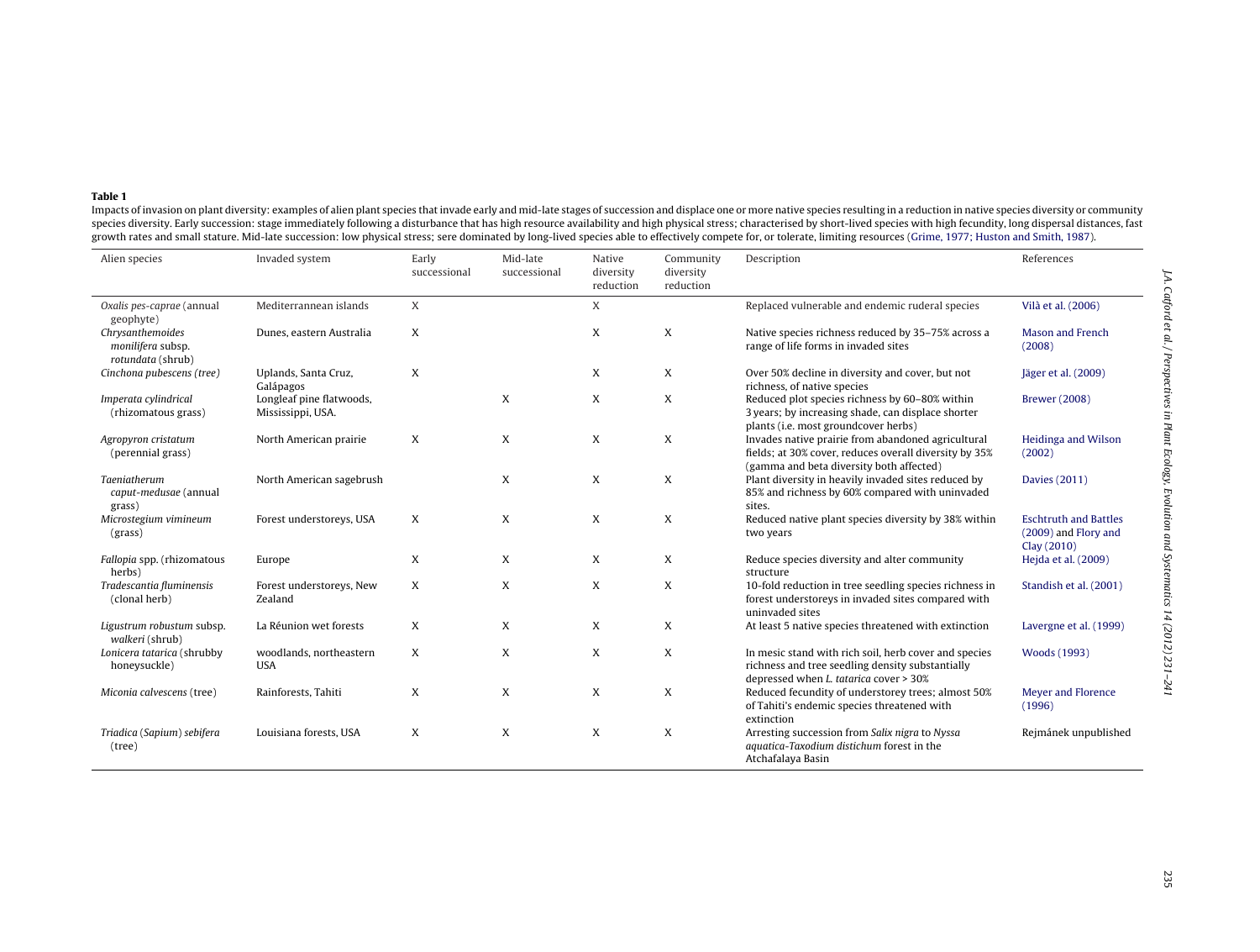**Table 1**

Impacts of invasion on plant diversity: examples of alien plant species that invade early and mid-late stages of succession and displace one or more native species resulting in a reduction in native species diversity or community species diversity. Early succession: stage immediately following a disturbance that has high resource availability and high physical stress; characterised by short-lived species with high fecundity, long dispersal distances, fast growth rates and small stature. Mid-late succession: low physical stress; sere dominated by long-lived species able to effectively compete for, or tolerate, limiting resources (Grime, 1977; Huston and Smith, 1987).

| Alien species | Invaded system | Early successional | Mid-late successional | Native diversity reduction | Community diversity reduction | Description | References |
|---|---|---|---|---|---|---|---|
| *Oxalis pes-caprae* (annual geophyte) | Mediterrannean islands | X | | X | | Replaced vulnerable and endemic ruderal species | Vilà et al. (2006) |
| *Chrysanthemoides monilifera* subsp. *rotundata* (shrub) | Dunes, eastern Australia | X | | X | X | Native species richness reduced by 35–75% across a range of life forms in invaded sites | Mason and French (2008) |
| *Cinchona pubescens (tree)* | Uplands, Santa Cruz, Galápagos | X | | X | X | Over 50% decline in diversity and cover, but not richness, of native species | Jäger et al. (2009) |
| *Imperata cylindrical* (rhizomatous grass) | Longleaf pine flatwoods, Mississippi, USA. | | X | X | X | Reduced plot species richness by 60–80% within 3 years; by increasing shade, can displace shorter plants (i.e. most groundcover herbs) | Brewer (2008) |
| *Agropyron cristatum* (perennial grass) | North American prairie | X | X | X | X | Invades native prairie from abandoned agricultural fields; at 30% cover, reduces overall diversity by 35% (gamma and beta diversity both affected) | Heidinga and Wilson (2002) |
| *Taeniatherum caput-medusae* (annual grass) | North American sagebrush | | X | X | X | Plant diversity in heavily invaded sites reduced by 85% and richness by 60% compared with uninvaded sites. | Davies (2011) |
| *Microstegium vimineum* (grass) | Forest understoreys, USA | X | X | X | X | Reduced native plant species diversity by 38% within two years | Eschtruth and Battles (2009) and Flory and Clay (2010) |
| *Fallopia* spp. (rhizomatous herbs) | Europe | X | X | X | X | Reduce species diversity and alter community structure | Hejda et al. (2009) |
| *Tradescantia fluminensis* (clonal herb) | Forest understoreys, New Zealand | X | X | X | X | 10-fold reduction in tree seedling species richness in forest understoreys in invaded sites compared with uninvaded sites | Standish et al. (2001) |
| *Ligustrum robustum* subsp. *walkeri* (shrub) | La Réunion wet forests | X | X | X | X | At least 5 native species threatened with extinction | Lavergne et al. (1999) |
| *Lonicera tatarica* (shrubby honeysuckle) | woodlands, northeastern USA | X | X | X | X | In mesic stand with rich soil, herb cover and species richness and tree seedling density substantially depressed when *L. tatarica* cover > 30% | Woods (1993) |
| *Miconia calvescens* (tree) | Rainforests, Tahiti | X | X | X | X | Reduced fecundity of understorey trees; almost 50% of Tahiti's endemic species threatened with extinction | Meyer and Florence (1996) |
| *Triadica* (*Sapium*) *sebifera* (tree) | Louisiana forests, USA | X | X | X | X | Arresting succession from *Salix nigra* to *Nyssa aquatica*-*Taxodium distichum* forest in the Atchafalaya Basin | Rejmánek unpublished |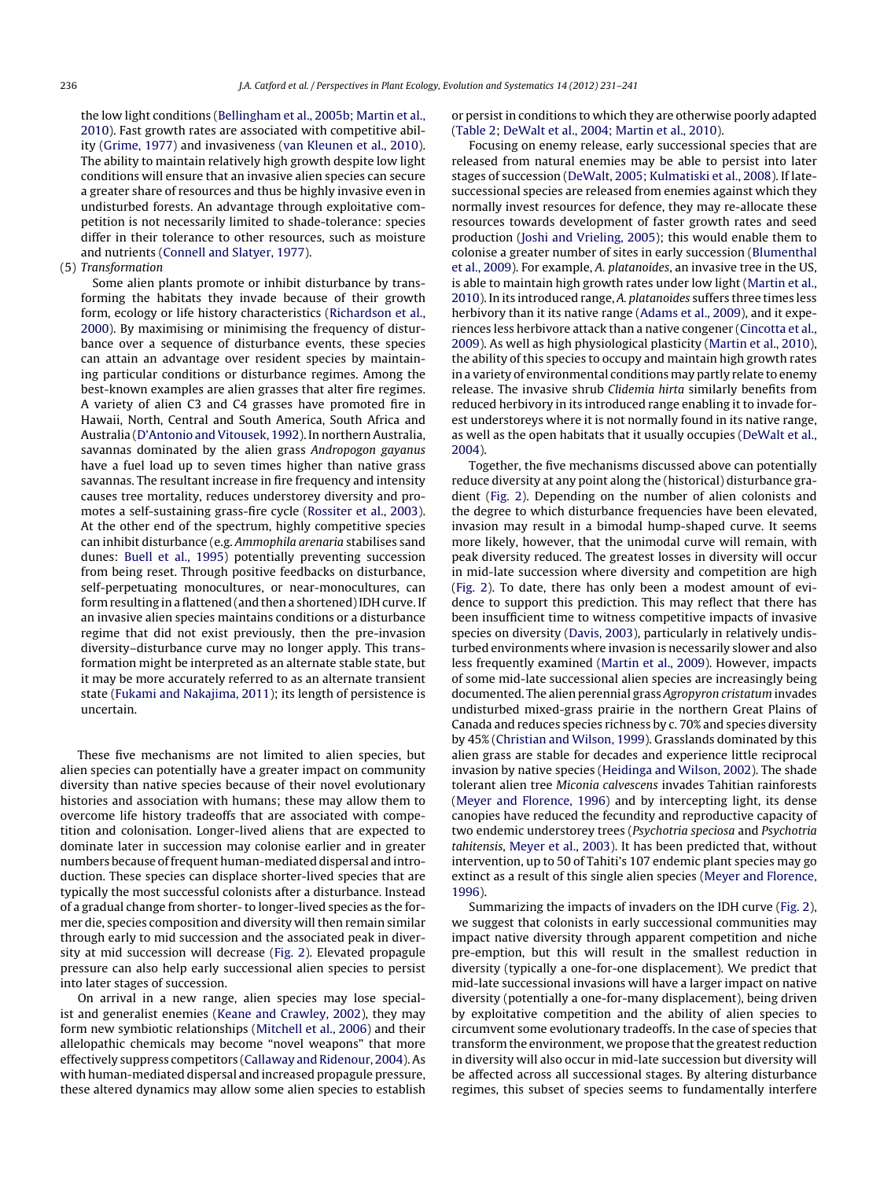the low light conditions (Bellingham et al., 2005b; Martin et al., 2010). Fast growth rates are associated with competitive ability (Grime, 1977) and invasiveness (van Kleunen et al., 2010). The ability to maintain relatively high growth despite low light conditions will ensure that an invasive alien species can secure a greater share of resources and thus be highly invasive even in undisturbed forests. An advantage through exploitative competition is not necessarily limited to shade-tolerance: species differ in their tolerance to other resources, such as moisture and nutrients (Connell and Slatyer, 1977).

(5) *Transformation*

Some alien plants promote or inhibit disturbance by transforming the habitats they invade because of their growth form, ecology or life history characteristics (Richardson et al., 2000). By maximising or minimising the frequency of disturbance over a sequence of disturbance events, these species can attain an advantage over resident species by maintaining particular conditions or disturbance regimes. Among the best-known examples are alien grasses that alter fire regimes. A variety of alien C3 and C4 grasses have promoted fire in Hawaii, North, Central and South America, South Africa and Australia (D'Antonio and Vitousek, 1992). In northern Australia, savannas dominated by the alien grass *Andropogon gayanus* have a fuel load up to seven times higher than native grass savannas. The resultant increase in fire frequency and intensity causes tree mortality, reduces understorey diversity and promotes a self-sustaining grass-fire cycle (Rossiter et al., 2003). At the other end of the spectrum, highly competitive species can inhibit disturbance (e.g. *Ammophila arenaria* stabilises sand dunes: Buell et al., 1995) potentially preventing succession from being reset. Through positive feedbacks on disturbance, self-perpetuating monocultures, or near-monocultures, can form resulting in a flattened (and then a shortened) IDH curve. If an invasive alien species maintains conditions or a disturbance regime that did not exist previously, then the pre-invasion diversity–disturbance curve may no longer apply. This transformation might be interpreted as an alternate stable state, but it may be more accurately referred to as an alternate transient state (Fukami and Nakajima, 2011); its length of persistence is uncertain.

These five mechanisms are not limited to alien species, but alien species can potentially have a greater impact on community diversity than native species because of their novel evolutionary histories and association with humans; these may allow them to overcome life history tradeoffs that are associated with competition and colonisation. Longer-lived aliens that are expected to dominate later in succession may colonise earlier and in greater numbers because of frequent human-mediated dispersal and introduction. These species can displace shorter-lived species that are typically the most successful colonists after a disturbance. Instead of a gradual change from shorter- to longer-lived species as the former die, species composition and diversity will then remain similar through early to mid succession and the associated peak in diversity at mid succession will decrease (Fig. 2). Elevated propagule pressure can also help early successional alien species to persist into later stages of succession.

On arrival in a new range, alien species may lose specialist and generalist enemies (Keane and Crawley, 2002), they may form new symbiotic relationships (Mitchell et al., 2006) and their allelopathic chemicals may become "novel weapons" that more effectively suppress competitors (Callaway and Ridenour, 2004). As with human-mediated dispersal and increased propagule pressure, these altered dynamics may allow some alien species to establish or persist in conditions to which they are otherwise poorly adapted (Table 2; DeWalt et al., 2004; Martin et al., 2010).

Focusing on enemy release, early successional species that are released from natural enemies may be able to persist into later stages of succession (DeWalt, 2005; Kulmatiski et al., 2008). If late-successional species are released from enemies against which they normally invest resources for defence, they may re-allocate these resources towards development of faster growth rates and seed production (Joshi and Vrieling, 2005); this would enable them to colonise a greater number of sites in early succession (Blumenthal et al., 2009). For example, *A. platanoides*, an invasive tree in the US, is able to maintain high growth rates under low light (Martin et al., 2010). In its introduced range, *A. platanoides* suffers three times less herbivory than it its native range (Adams et al., 2009), and it experiences less herbivore attack than a native congener (Cincotta et al., 2009). As well as high physiological plasticity (Martin et al., 2010), the ability of this species to occupy and maintain high growth rates in a variety of environmental conditions may partly relate to enemy release. The invasive shrub *Clidemia hirta* similarly benefits from reduced herbivory in its introduced range enabling it to invade forest understoreys where it is not normally found in its native range, as well as the open habitats that it usually occupies (DeWalt et al., 2004).

Together, the five mechanisms discussed above can potentially reduce diversity at any point along the (historical) disturbance gradient (Fig. 2). Depending on the number of alien colonists and the degree to which disturbance frequencies have been elevated, invasion may result in a bimodal hump-shaped curve. It seems more likely, however, that the unimodal curve will remain, with peak diversity reduced. The greatest losses in diversity will occur in mid-late succession where diversity and competition are high (Fig. 2). To date, there has only been a modest amount of evidence to support this prediction. This may reflect that there has been insufficient time to witness competitive impacts of invasive species on diversity (Davis, 2003), particularly in relatively undisturbed environments where invasion is necessarily slower and also less frequently examined (Martin et al., 2009). However, impacts of some mid-late successional alien species are increasingly being documented. The alien perennial grass *Agropyron cristatum* invades undisturbed mixed-grass prairie in the northern Great Plains of Canada and reduces species richness by c. 70% and species diversity by 45% (Christian and Wilson, 1999). Grasslands dominated by this alien grass are stable for decades and experience little reciprocal invasion by native species (Heidinga and Wilson, 2002). The shade tolerant alien tree *Miconia calvescens* invades Tahitian rainforests (Meyer and Florence, 1996) and by intercepting light, its dense canopies have reduced the fecundity and reproductive capacity of two endemic understorey trees (*Psychotria speciosa* and *Psychotria tahitensis*, Meyer et al., 2003). It has been predicted that, without intervention, up to 50 of Tahiti's 107 endemic plant species may go extinct as a result of this single alien species (Meyer and Florence, 1996).

Summarizing the impacts of invaders on the IDH curve (Fig. 2), we suggest that colonists in early successional communities may impact native diversity through apparent competition and niche pre-emption, but this will result in the smallest reduction in diversity (typically a one-for-one displacement). We predict that mid-late successional invasions will have a larger impact on native diversity (potentially a one-for-many displacement), being driven by exploitative competition and the ability of alien species to circumvent some evolutionary tradeoffs. In the case of species that transform the environment, we propose that the greatest reduction in diversity will also occur in mid-late succession but diversity will be affected across all successional stages. By altering disturbance regimes, this subset of species seems to fundamentally interfere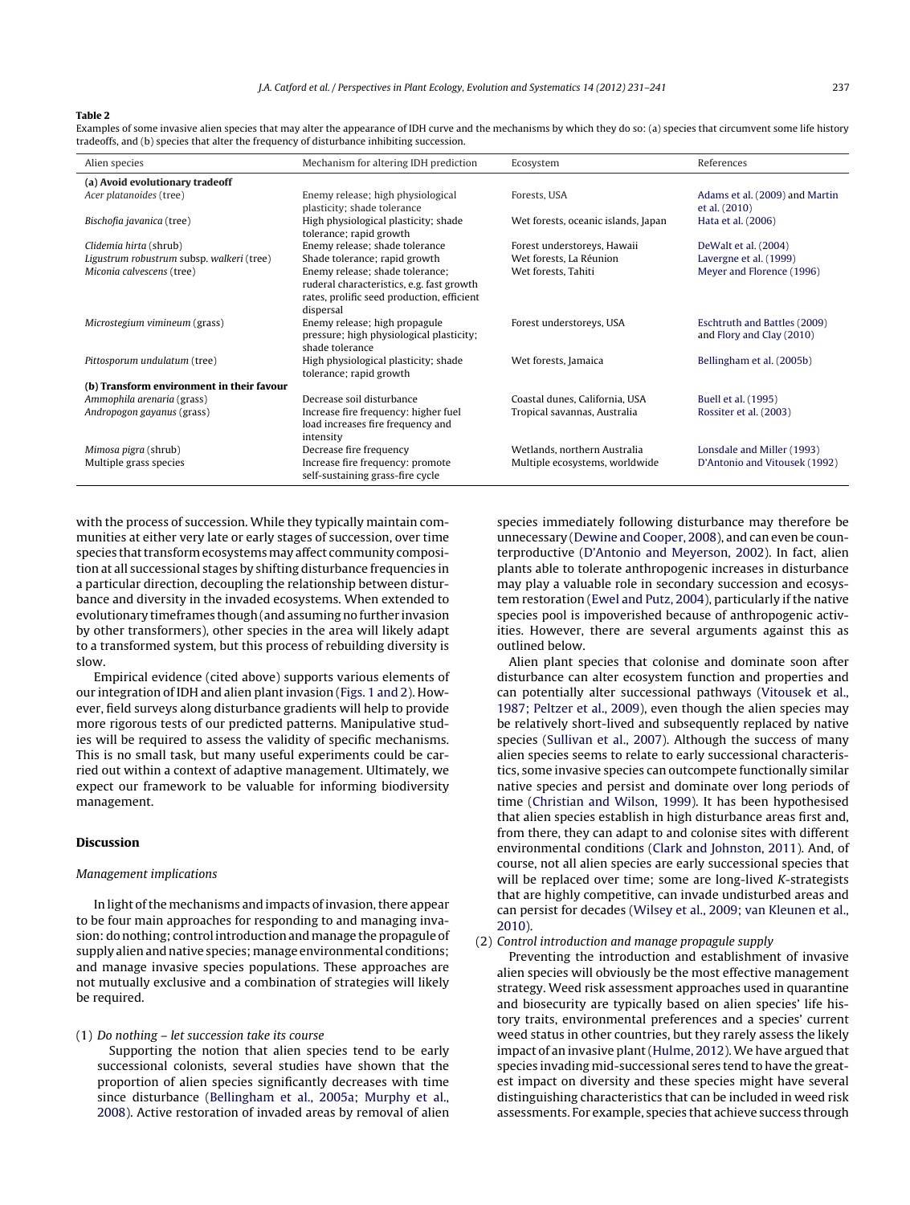**Table 2**

Examples of some invasive alien species that may alter the appearance of IDH curve and the mechanisms by which they do so: (a) species that circumvent some life history tradeoffs, and (b) species that alter the frequency of disturbance inhibiting succession.

| Alien species | Mechanism for altering IDH prediction | Ecosystem | References |
|---|---|---|---|
| **(a) Avoid evolutionary tradeoff** | | | |
| *Acer platanoides* (tree) | Enemy release; high physiological plasticity; shade tolerance | Forests, USA | Adams et al. (2009) and Martin et al. (2010) |
| *Bischofia javanica* (tree) | High physiological plasticity; shade tolerance; rapid growth | Wet forests, oceanic islands, Japan | Hata et al. (2006) |
| *Clidemia hirta* (shrub) | Enemy release; shade tolerance | Forest understoreys, Hawaii | DeWalt et al. (2004) |
| *Ligustrum robustrum* subsp. *walkeri* (tree) | Shade tolerance; rapid growth | Wet forests, La Réunion | Lavergne et al. (1999) |
| *Miconia calvescens* (tree) | Enemy release; shade tolerance; ruderal characteristics, e.g. fast growth rates, prolific seed production, efficient dispersal | Wet forests, Tahiti | Meyer and Florence (1996) |
| *Microstegium vimineum* (grass) | Enemy release; high propagule pressure; high physiological plasticity; shade tolerance | Forest understoreys, USA | Eschtruth and Battles (2009) and Flory and Clay (2010) |
| *Pittosporum undulatum* (tree) | High physiological plasticity; shade tolerance; rapid growth | Wet forests, Jamaica | Bellingham et al. (2005b) |
| **(b) Transform environment in their favour** | | | |
| *Ammophila arenaria* (grass) | Decrease soil disturbance | Coastal dunes, California, USA | Buell et al. (1995) |
| *Andropogon gayanus* (grass) | Increase fire frequency: higher fuel load increases fire frequency and intensity | Tropical savannas, Australia | Rossiter et al. (2003) |
| *Mimosa pigra* (shrub) | Decrease fire frequency | Wetlands, northern Australia | Lonsdale and Miller (1993) |
| Multiple grass species | Increase fire frequency: promote self-sustaining grass-fire cycle | Multiple ecosystems, worldwide | D'Antonio and Vitousek (1992) |

with the process of succession. While they typically maintain communities at either very late or early stages of succession, over time species that transform ecosystems may affect community composition at all successional stages by shifting disturbance frequencies in a particular direction, decoupling the relationship between disturbance and diversity in the invaded ecosystems. When extended to evolutionary timeframes though (and assuming no further invasion by other transformers), other species in the area will likely adapt to a transformed system, but this process of rebuilding diversity is slow.

Empirical evidence (cited above) supports various elements of our integration of IDH and alien plant invasion (Figs. 1 and 2). However, field surveys along disturbance gradients will help to provide more rigorous tests of our predicted patterns. Manipulative studies will be required to assess the validity of specific mechanisms. This is no small task, but many useful experiments could be carried out within a context of adaptive management. Ultimately, we expect our framework to be valuable for informing biodiversity management.

## Discussion

### *Management implications*

In light of the mechanisms and impacts of invasion, there appear to be four main approaches for responding to and managing invasion: do nothing; control introduction and manage the propagule of supply alien and native species; manage environmental conditions; and manage invasive species populations. These approaches are not mutually exclusive and a combination of strategies will likely be required.

(1) *Do nothing – let succession take its course*

Supporting the notion that alien species tend to be early successional colonists, several studies have shown that the proportion of alien species significantly decreases with time since disturbance (Bellingham et al., 2005a; Murphy et al., 2008). Active restoration of invaded areas by removal of alien species immediately following disturbance may therefore be unnecessary (Dewine and Cooper, 2008), and can even be counterproductive (D'Antonio and Meyerson, 2002). In fact, alien plants able to tolerate anthropogenic increases in disturbance may play a valuable role in secondary succession and ecosystem restoration (Ewel and Putz, 2004), particularly if the native species pool is impoverished because of anthropogenic activities. However, there are several arguments against this as outlined below.

Alien plant species that colonise and dominate soon after disturbance can alter ecosystem function and properties and can potentially alter successional pathways (Vitousek et al., 1987; Peltzer et al., 2009), even though the alien species may be relatively short-lived and subsequently replaced by native species (Sullivan et al., 2007). Although the success of many alien species seems to relate to early successional characteristics, some invasive species can outcompete functionally similar native species and persist and dominate over long periods of time (Christian and Wilson, 1999). It has been hypothesised that alien species establish in high disturbance areas first and, from there, they can adapt to and colonise sites with different environmental conditions (Clark and Johnston, 2011). And, of course, not all alien species are early successional species that will be replaced over time; some are long-lived *K*-strategists that are highly competitive, can invade undisturbed areas and can persist for decades (Wilsey et al., 2009; van Kleunen et al., 2010).

(2) *Control introduction and manage propagule supply*

Preventing the introduction and establishment of invasive alien species will obviously be the most effective management strategy. Weed risk assessment approaches used in quarantine and biosecurity are typically based on alien species' life history traits, environmental preferences and a species' current weed status in other countries, but they rarely assess the likely impact of an invasive plant (Hulme, 2012). We have argued that species invading mid-successional seres tend to have the greatest impact on diversity and these species might have several distinguishing characteristics that can be included in weed risk assessments. For example, species that achieve success through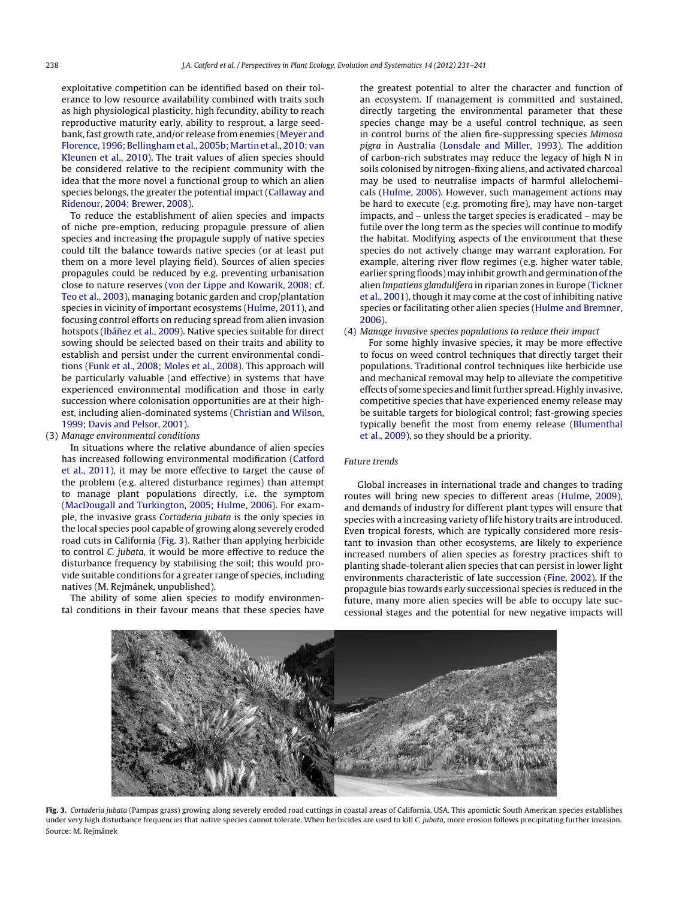exploitative competition can be identified based on their tolerance to low resource availability combined with traits such as high physiological plasticity, high fecundity, ability to reach reproductive maturity early, ability to resprout, a large seedbank, fast growth rate, and/or release from enemies (Meyer and Florence, 1996; Bellingham et al., 2005b; Martin et al., 2010; van Kleunen et al., 2010). The trait values of alien species should be considered relative to the recipient community with the idea that the more novel a functional group to which an alien species belongs, the greater the potential impact (Callaway and Ridenour, 2004; Brewer, 2008).

To reduce the establishment of alien species and impacts of niche pre-emption, reducing propagule pressure of alien species and increasing the propagule supply of native species could tilt the balance towards native species (or at least put them on a more level playing field). Sources of alien species propagules could be reduced by e.g. preventing urbanisation close to nature reserves (von der Lippe and Kowarik, 2008; cf. Teo et al., 2003), managing botanic garden and crop/plantation species in vicinity of important ecosystems (Hulme, 2011), and focusing control efforts on reducing spread from alien invasion hotspots (Ibáñez et al., 2009). Native species suitable for direct sowing should be selected based on their traits and ability to establish and persist under the current environmental conditions (Funk et al., 2008; Moles et al., 2008). This approach will be particularly valuable (and effective) in systems that have experienced environmental modification and those in early succession where colonisation opportunities are at their highest, including alien-dominated systems (Christian and Wilson, 1999; Davis and Pelsor, 2001).

(3) *Manage environmental conditions*

In situations where the relative abundance of alien species has increased following environmental modification (Catford et al., 2011), it may be more effective to target the cause of the problem (e.g. altered disturbance regimes) than attempt to manage plant populations directly, i.e. the symptom (MacDougall and Turkington, 2005; Hulme, 2006). For example, the invasive grass *Cortaderia jubata* is the only species in the local species pool capable of growing along severely eroded road cuts in California (Fig. 3). Rather than applying herbicide to control *C. jubata*, it would be more effective to reduce the disturbance frequency by stabilising the soil; this would provide suitable conditions for a greater range of species, including natives (M. Rejmánek, unpublished).

The ability of some alien species to modify environmental conditions in their favour means that these species have the greatest potential to alter the character and function of an ecosystem. If management is committed and sustained, directly targeting the environmental parameter that these species change may be a useful control technique, as seen in control burns of the alien fire-suppressing species *Mimosa pigra* in Australia (Lonsdale and Miller, 1993). The addition of carbon-rich substrates may reduce the legacy of high N in soils colonised by nitrogen-fixing aliens, and activated charcoal may be used to neutralise impacts of harmful allelochemicals (Hulme, 2006). However, such management actions may be hard to execute (e.g. promoting fire), may have non-target impacts, and – unless the target species is eradicated – may be futile over the long term as the species will continue to modify the habitat. Modifying aspects of the environment that these species do not actively change may warrant exploration. For example, altering river flow regimes (e.g. higher water table, earlier spring floods) may inhibit growth and germination of the alien *Impatiens glandulifera* in riparian zones in Europe (Tickner et al., 2001), though it may come at the cost of inhibiting native species or facilitating other alien species (Hulme and Bremner, 2006).

(4) *Manage invasive species populations to reduce their impact*

For some highly invasive species, it may be more effective to focus on weed control techniques that directly target their populations. Traditional control techniques like herbicide use and mechanical removal may help to alleviate the competitive effects of some species and limit further spread. Highly invasive, competitive species that have experienced enemy release may be suitable targets for biological control; fast-growing species typically benefit the most from enemy release (Blumenthal et al., 2009), so they should be a priority.

## Future trends

Global increases in international trade and changes to trading routes will bring new species to different areas (Hulme, 2009), and demands of industry for different plant types will ensure that species with a increasing variety of life history traits are introduced. Even tropical forests, which are typically considered more resistant to invasion than other ecosystems, are likely to experience increased numbers of alien species as forestry practices shift to planting shade-tolerant alien species that can persist in lower light environments characteristic of late succession (Fine, 2002). If the propagule bias towards early successional species is reduced in the future, many more alien species will be able to occupy late successional stages and the potential for new negative impacts will

**Fig. 3.** *Cortaderia jubata* (Pampas grass) growing along severely eroded road cuttings in coastal areas of California, USA. This apomictic South American species establishes under very high disturbance frequencies that native species cannot tolerate. When herbicides are used to kill *C. jubata*, more erosion follows precipitating further invasion. Source: M. Rejmánek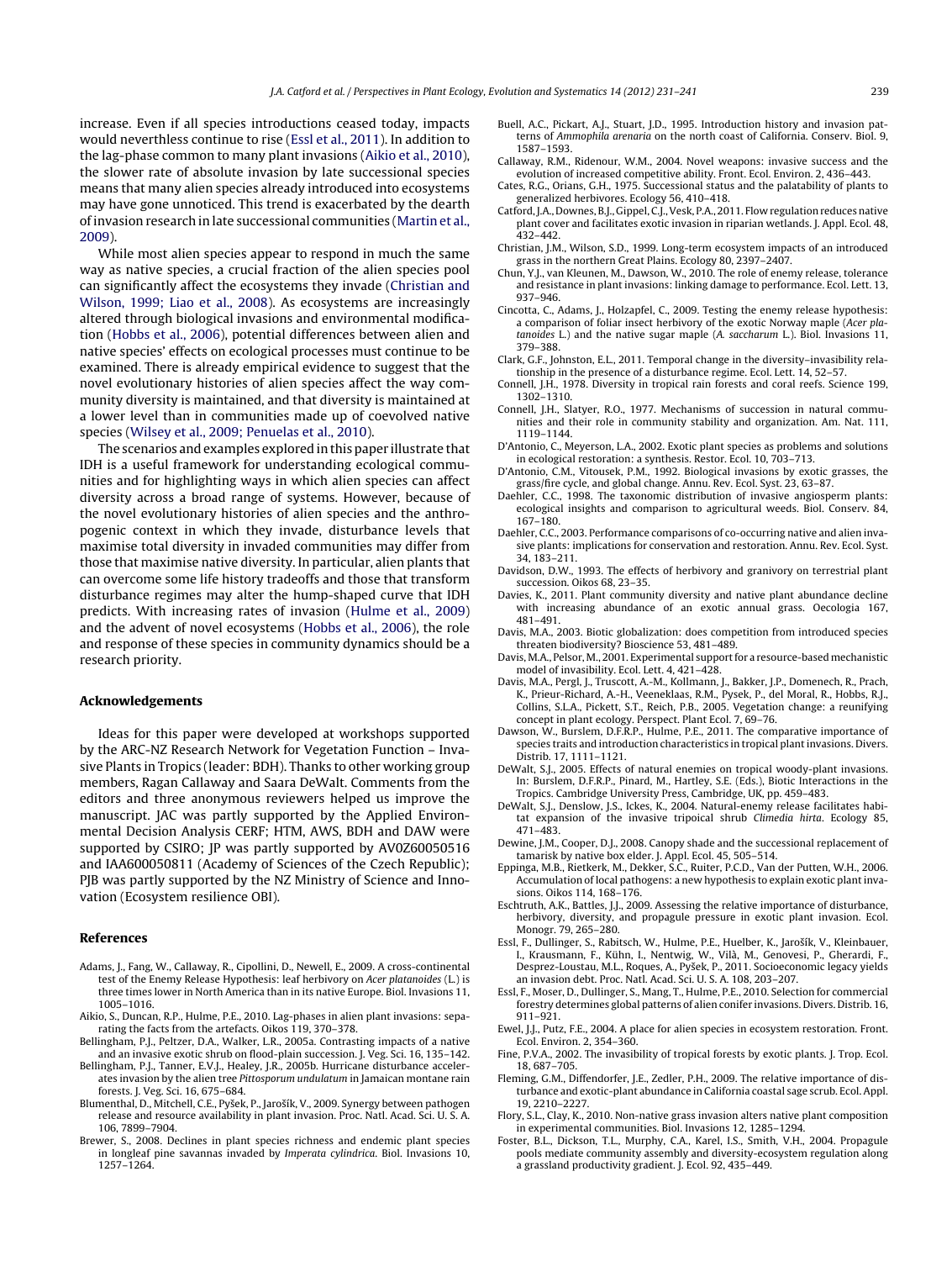increase. Even if all species introductions ceased today, impacts would neverthless continue to rise (Essl et al., 2011). In addition to the lag-phase common to many plant invasions (Aikio et al., 2010), the slower rate of absolute invasion by late successional species means that many alien species already introduced into ecosystems may have gone unnoticed. This trend is exacerbated by the dearth of invasion research in late successional communities (Martin et al., 2009).

While most alien species appear to respond in much the same way as native species, a crucial fraction of the alien species pool can significantly affect the ecosystems they invade (Christian and Wilson, 1999; Liao et al., 2008). As ecosystems are increasingly altered through biological invasions and environmental modification (Hobbs et al., 2006), potential differences between alien and native species' effects on ecological processes must continue to be examined. There is already empirical evidence to suggest that the novel evolutionary histories of alien species affect the way community diversity is maintained, and that diversity is maintained at a lower level than in communities made up of coevolved native species (Wilsey et al., 2009; Penuelas et al., 2010).

The scenarios and examples explored in this paper illustrate that IDH is a useful framework for understanding ecological communities and for highlighting ways in which alien species can affect diversity across a broad range of systems. However, because of the novel evolutionary histories of alien species and the anthropogenic context in which they invade, disturbance levels that maximise total diversity in invaded communities may differ from those that maximise native diversity. In particular, alien plants that can overcome some life history tradeoffs and those that transform disturbance regimes may alter the hump-shaped curve that IDH predicts. With increasing rates of invasion (Hulme et al., 2009) and the advent of novel ecosystems (Hobbs et al., 2006), the role and response of these species in community dynamics should be a research priority.

## Acknowledgements

Ideas for this paper were developed at workshops supported by the ARC-NZ Research Network for Vegetation Function – Invasive Plants in Tropics (leader: BDH). Thanks to other working group members, Ragan Callaway and Saara DeWalt. Comments from the editors and three anonymous reviewers helped us improve the manuscript. JAC was partly supported by the Applied Environmental Decision Analysis CERF; HTM, AWS, BDH and DAW were supported by CSIRO; JP was partly supported by AV0Z60050516 and IAA600050811 (Academy of Sciences of the Czech Republic); PJB was partly supported by the NZ Ministry of Science and Innovation (Ecosystem resilience OBI).

## References

Adams, J., Fang, W., Callaway, R., Cipollini, D., Newell, E., 2009. A cross-continental test of the Enemy Release Hypothesis: leaf herbivory on *Acer platanoides* (L.) is three times lower in North America than in its native Europe. Biol. Invasions 11, 1005–1016.

Aikio, S., Duncan, R.P., Hulme, P.E., 2010. Lag-phases in alien plant invasions: separating the facts from the artefacts. Oikos 119, 370–378.

Bellingham, P.J., Peltzer, D.A., Walker, L.R., 2005a. Contrasting impacts of a native and an invasive exotic shrub on flood-plain succession. J. Veg. Sci. 16, 135–142.

Bellingham, P.J., Tanner, E.V.J., Healey, J.R., 2005b. Hurricane disturbance accelerates invasion by the alien tree *Pittosporum undulatum* in Jamaican montane rain forests. J. Veg. Sci. 16, 675–684.

Blumenthal, D., Mitchell, C.E., Pyšek, P., Jarošík, V., 2009. Synergy between pathogen release and resource availability in plant invasion. Proc. Natl. Acad. Sci. U. S. A. 106, 7899–7904.

Brewer, S., 2008. Declines in plant species richness and endemic plant species in longleaf pine savannas invaded by *Imperata cylindrica*. Biol. Invasions 10, 1257–1264.

Buell, A.C., Pickart, A.J., Stuart, J.D., 1995. Introduction history and invasion patterns of *Ammophila arenaria* on the north coast of California. Conserv. Biol. 9, 1587–1593.

Callaway, R.M., Ridenour, W.M., 2004. Novel weapons: invasive success and the evolution of increased competitive ability. Front. Ecol. Environ. 2, 436–443.

Cates, R.G., Orians, G.H., 1975. Successional status and the palatability of plants to generalized herbivores. Ecology 56, 410–418.

Catford, J.A., Downes, B.J., Gippel, C.J., Vesk, P.A., 2011. Flow regulation reduces native plant cover and facilitates exotic invasion in riparian wetlands. J. Appl. Ecol. 48, 432–442.

Christian, J.M., Wilson, S.D., 1999. Long-term ecosystem impacts of an introduced grass in the northern Great Plains. Ecology 80, 2397–2407.

Chun, Y.J., van Kleunen, M., Dawson, W., 2010. The role of enemy release, tolerance and resistance in plant invasions: linking damage to performance. Ecol. Lett. 13, 937–946.

Cincotta, C., Adams, J., Holzapfel, C., 2009. Testing the enemy release hypothesis: a comparison of foliar insect herbivory of the exotic Norway maple (*Acer platanoides* L.) and the native sugar maple (*A. saccharum* L.). Biol. Invasions 11, 379–388.

Clark, G.F., Johnston, E.L., 2011. Temporal change in the diversity–invasibility relationship in the presence of a disturbance regime. Ecol. Lett. 14, 52–57.

Connell, J.H., 1978. Diversity in tropical rain forests and coral reefs. Science 199, 1302–1310.

Connell, J.H., Slatyer, R.O., 1977. Mechanisms of succession in natural communities and their role in community stability and organization. Am. Nat. 111, 1119–1144.

D'Antonio, C., Meyerson, L.A., 2002. Exotic plant species as problems and solutions in ecological restoration: a synthesis. Restor. Ecol. 10, 703–713.

D'Antonio, C.M., Vitousek, P.M., 1992. Biological invasions by exotic grasses, the grass/fire cycle, and global change. Annu. Rev. Ecol. Syst. 23, 63–87.

Daehler, C.C., 1998. The taxonomic distribution of invasive angiosperm plants: ecological insights and comparison to agricultural weeds. Biol. Conserv. 84, 167–180.

Daehler, C.C., 2003. Performance comparisons of co-occurring native and alien invasive plants: implications for conservation and restoration. Annu. Rev. Ecol. Syst. 34, 183–211.

Davidson, D.W., 1993. The effects of herbivory and granivory on terrestrial plant succession. Oikos 68, 23–35.

Davies, K., 2011. Plant community diversity and native plant abundance decline with increasing abundance of an exotic annual grass. Oecologia 167, 481–491.

Davis, M.A., 2003. Biotic globalization: does competition from introduced species threaten biodiversity? Bioscience 53, 481–489.

Davis, M.A., Pelsor, M., 2001. Experimental support for a resource-based mechanistic model of invasibility. Ecol. Lett. 4, 421–428.

Davis, M.A., Pergl, J., Truscott, A.-M., Kollmann, J., Bakker, J.P., Domenech, R., Prach, K., Prieur-Richard, A.-H., Veeneklaas, R.M., Pysek, P., del Moral, R., Hobbs, R.J., Collins, S.L.A., Pickett, S.T., Reich, P.B., 2005. Vegetation change: a reunifying concept in plant ecology. Perspect. Plant Ecol. 7, 69–76.

Dawson, W., Burslem, D.F.R.P., Hulme, P.E., 2011. The comparative importance of species traits and introduction characteristics in tropical plant invasions. Divers. Distrib. 17, 1111–1121.

DeWalt, S.J., 2005. Effects of natural enemies on tropical woody-plant invasions. In: Burslem, D.F.R.P., Pinard, M., Hartley, S.E. (Eds.), Biotic Interactions in the Tropics. Cambridge University Press, Cambridge, UK, pp. 459–483.

DeWalt, S.J., Denslow, J.S., Ickes, K., 2004. Natural-enemy release facilitates habitat expansion of the invasive tripoical shrub *Climedia hirta*. Ecology 85, 471–483.

Dewine, J.M., Cooper, D.J., 2008. Canopy shade and the successional replacement of tamarisk by native box elder. J. Appl. Ecol. 45, 505–514.

Eppinga, M.B., Rietkerk, M., Dekker, S.C., Ruiter, P.C.D., Van der Putten, W.H., 2006. Accumulation of local pathogens: a new hypothesis to explain exotic plant invasions. Oikos 114, 168–176.

Eschtruth, A.K., Battles, J.J., 2009. Assessing the relative importance of disturbance, herbivory, diversity, and propagule pressure in exotic plant invasion. Ecol. Monogr. 79, 265–280.

Essl, F., Dullinger, S., Rabitsch, W., Hulme, P.E., Huelber, K., Jarošík, V., Kleinbauer, I., Krausmann, F., Kühn, I., Nentwig, W., Vilà, M., Genovesi, P., Gherardi, F., Desprez-Loustau, M.L., Roques, A., Pyšek, P., 2011. Socioeconomic legacy yields an invasion debt. Proc. Natl. Acad. Sci. U. S. A. 108, 203–207.

Essl, F., Moser, D., Dullinger, S., Mang, T., Hulme, P.E., 2010. Selection for commercial forestry determines global patterns of alien conifer invasions. Divers. Distrib. 16, 911–921.

Ewel, J.J., Putz, F.E., 2004. A place for alien species in ecosystem restoration. Front. Ecol. Environ. 2, 354–360.

Fine, P.V.A., 2002. The invasibility of tropical forests by exotic plants. J. Trop. Ecol. 18, 687–705.

Fleming, G.M., Diffendorfer, J.E., Zedler, P.H., 2009. The relative importance of disturbance and exotic-plant abundance in California coastal sage scrub. Ecol. Appl. 19, 2210–2227.

Flory, S.L., Clay, K., 2010. Non-native grass invasion alters native plant composition in experimental communities. Biol. Invasions 12, 1285–1294.

Foster, B.L., Dickson, T.L., Murphy, C.A., Karel, I.S., Smith, V.H., 2004. Propagule pools mediate community assembly and diversity-ecosystem regulation along a grassland productivity gradient. J. Ecol. 92, 435–449.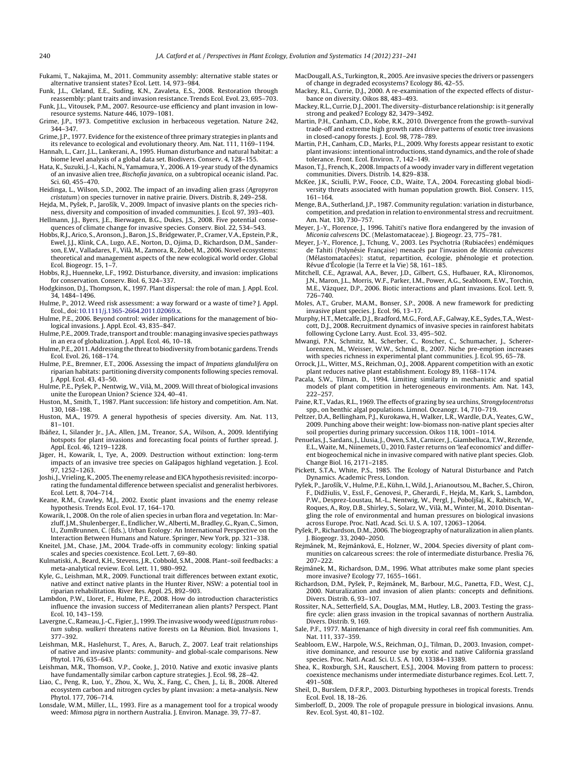Fukami, T., Nakajima, M., 2011. Community assembly: alternative stable states or alternative transient states? Ecol. Lett. 14, 973–984.

Funk, J.L., Cleland, E.E., Suding, K.N., Zavaleta, E.S., 2008. Restoration through reassembly: plant traits and invasion resistance. Trends Ecol. Evol. 23, 695–703.

Funk, J.L., Vitousek, P.M., 2007. Resource-use efficiency and plant invasion in low-resource systems. Nature 446, 1079–1081.

Grime, J.P., 1973. Competitive exclusion in herbaceous vegetation. Nature 242, 344–347.

Grime, J.P., 1977. Evidence for the existence of three primary strategies in plants and its relevance to ecological and evolutionary theory. Am. Nat. 111, 1169–1194.

Hannah, L., Carr, J.L., Lankerani, A., 1995. Human disturbance and natural habitat: a biome level analysis of a global data set. Biodivers. Conserv. 4, 128–155.

Hata, K., Suzuki, J.-I., Kachi, N., Yamamura, Y., 2006. A 19-year study of the dynamics of an invasive alien tree, *Bischofia javanica*, on a subtropical oceanic island. Pac. Sci. 60, 455–470.

Heidinga, L., Wilson, S.D., 2002. The impact of an invading alien grass (*Agropyron cristatum*) on species turnover in native prairie. Divers. Distrib. 8, 249–258.

Hejda, M., Pyšek, P., Jarošík, V., 2009. Impact of invasive plants on the species richness, diversity and composition of invaded communities. J. Ecol. 97, 393–403.

Hellmann, J.J., Byers, J.E., Bierwagen, B.G., Dukes, J.S., 2008. Five potential consequences of climate change for invasive species. Conserv. Biol. 22, 534–543.

Hobbs, R.J., Arico, S., Aronson, J., Baron, J.S., Bridgewater, P., Cramer, V.A., Epstein, P.R., Ewel, J.J., Klink, C.A., Lugo, A.E., Norton, D., Ojima, D., Richardson, D.M., Sanderson, E.W., Valladares, F., Vilà, M., Zamora, R., Zobel, M., 2006. Novel ecosystems: theoretical and management aspects of the new ecological world order. Global Ecol. Biogeogr. 15, 1–7.

Hobbs, R.J., Huenneke, L.F., 1992. Disturbance, diversity, and invasion: implications for conservation. Conserv. Biol. 6, 324–337.

Hodgkinson, D.J., Thompson, K., 1997. Plant dispersal: the role of man. J. Appl. Ecol. 34, 1484–1496.

Hulme, P., 2012. Weed risk assessment: a way forward or a waste of time? J. Appl. Ecol., doi:10.1111/j.1365-2664.2011.02069.x.

Hulme, P.E., 2006. Beyond control: wider implications for the management of biological invasions. J. Appl. Ecol. 43, 835–847.

Hulme, P.E., 2009. Trade, transport and trouble: managing invasive species pathways in an era of globalization. J. Appl. Ecol. 46, 10–18.

Hulme, P.E., 2011. Addressing the threat to biodiversity from botanic gardens. Trends Ecol. Evol. 26, 168–174.

Hulme, P.E., Bremner, E.T., 2006. Assessing the impact of *Impatiens glandulifera* on riparian habitats: partitioning diversity components following species removal. J. Appl. Ecol. 43, 43–50.

Hulme, P.E., Pyšek, P., Nentwig, W., Vilà, M., 2009. Will threat of biological invasions unite the European Union? Science 324, 40–41.

Huston, M., Smith, T., 1987. Plant succession: life history and competition. Am. Nat. 130, 168–198.

Huston, M.A., 1979. A general hypothesis of species diversity. Am. Nat. 113, 81–101.

Ibáñez, I., Silander Jr., J.A., Allen, J.M., Treanor, S.A., Wilson, A., 2009. Identifying hotspots for plant invasions and forecasting focal points of further spread. J. Appl. Ecol. 46, 1219–1228.

Jäger, H., Kowarik, I., Tye, A., 2009. Destruction without extinction: long-term impacts of an invasive tree species on Galápagos highland vegetation. J. Ecol. 97, 1252–1263.

Joshi, J., Vrieling, K., 2005. The enemy release and EICA hypothesis revisited: incorporating the fundamental difference between specialist and generalist herbivores. Ecol. Lett. 8, 704–714.

Keane, R.M., Crawley, M.J., 2002. Exotic plant invasions and the enemy release hypothesis. Trends Ecol. Evol. 17, 164–170.

Kowarik, I., 2008. On the role of alien species in urban flora and vegetation. In: Marzluff, J.M., Shulenberger, E., Endlicher, W., Alberti, M., Bradley, G., Ryan, C., Simon, U., ZumBrunnen, C. (Eds.), Urban Ecology: An International Perspective on the Interaction Between Humans and Nature. Springer, New York, pp. 321–338.

Kneitel, J.M., Chase, J.M., 2004. Trade-offs in community ecology: linking spatial scales and species coexistence. Ecol. Lett. 7, 69–80.

Kulmatiski, A., Beard, K.H., Stevens, J.R., Cobbold, S.M., 2008. Plant–soil feedbacks: a meta-analytical review. Ecol. Lett. 11, 980–992.

Kyle, G., Leishman, M.R., 2009. Functional trait differences between extant exotic, native and extinct native plants in the Hunter River, NSW: a potential tool in riparian rehabilitation. River Res. Appl. 25, 892–903.

Lambdon, P.W., Lloret, F., Hulme, P.E., 2008. How do introduction characteristics influence the invasion success of Mediterranean alien plants? Perspect. Plant Ecol. 10, 143–159.

Lavergne, C., Rameau, J.-C., Figier, J., 1999. The invasive woody weed *Ligustrum robustum* subsp. *walkeri* threatens native forests on La Réunion. Biol. Invasions 1, 377–392.

Leishman, M.R., Haslehurst, T., Ares, A., Baruch, Z., 2007. Leaf trait relationships of native and invasive plants: community- and global-scale comparisons. New Phytol. 176, 635–643.

Leishman, M.R., Thomson, V.P., Cooke, J., 2010. Native and exotic invasive plants have fundamentally similar carbon capture strategies. J. Ecol. 98, 28–42.

Liao, C., Peng, R., Luo, Y., Zhou, X., Wu, X., Fang, C., Chen, J., Li, B., 2008. Altered ecosystem carbon and nitrogen cycles by plant invasion: a meta-analysis. New Phytol. 177, 706–714.

Lonsdale, W.M., Miller, I.L., 1993. Fire as a management tool for a tropical woody weed: *Mimosa pigra* in northern Australia. J. Environ. Manage. 39, 77–87.

MacDougall, A.S., Turkington, R., 2005. Are invasive species the drivers or passengers of change in degraded ecosystems? Ecology 86, 42–55.

Mackey, R.L., Currie, D.J., 2000. A re-examination of the expected effects of disturbance on diversity. Oikos 88, 483–493.

Mackey, R.L., Currie, D.J., 2001. The diversity–disturbance relationship: is it generally strong and peaked? Ecology 82, 3479–3492.

Martin, P.H., Canham, C.D., Kobe, R.K., 2010. Divergence from the growth–survival trade-off and extreme high growth rates drive patterns of exotic tree invasions in closed-canopy forests. J. Ecol. 98, 778–789.

Martin, P.H., Canham, C.D., Marks, P.L., 2009. Why forests appear resistant to exotic plant invasions: intentional introductions, stand dynamics, and the role of shade tolerance. Front. Ecol. Environ. 7, 142–149.

Mason, T.J., French, K., 2008. Impacts of a woody invader vary in different vegetation communities. Divers. Distrib. 14, 829–838.

McKee, J.K., Sciulli, P.W., Fooce, C.D., Waite, T.A., 2004. Forecasting global biodiversity threats associated with human population growth. Biol. Conserv. 115, 161–164.

Menge, B.A., Sutherland, J.P., 1987. Community regulation: variation in disturbance, competition, and predation in relation to environmental stress and recruitment. Am. Nat. 130, 730–757.

Meyer, J.-Y., Florence, J., 1996. Tahiti's native flora endangered by the invasion of *Miconia calvescens* DC. (Melastomataceae). J. Biogeogr. 23, 775–781.

Meyer, J.-Y., Florence, J., Tchung, V., 2003. Les Psychotria (Rubiacées) endémiques de Tahiti (Polynésie Française) menacés par l'invasion de *Miconia calvescens* (Mélastomatacées): statut, repartition, écologie, phénologie et protection. Révue d'Écologie (la Terre et la Vie) 58, 161–185.

Mitchell, C.E., Agrawal, A.A., Bever, J.D., Gilbert, G.S., Hufbauer, R.A., Klironomos, J.N., Maron, J.L., Morris, W.F., Parker, I.M., Power, A.G., Seabloom, E.W., Torchin, M.E., Vázquez, D.P., 2006. Biotic interactions and plant invasions. Ecol. Lett. 9, 726–740.

Moles, A.T., Gruber, M.A.M., Bonser, S.P., 2008. A new framework for predicting invasive plant species. J. Ecol. 96, 13–17.

Murphy, H.T., Metcalfe, D.J., Bradford, M.G., Ford, A.F., Galway, K.E., Sydes, T.A., Westcott, D.J., 2008. Recruitment dynamics of invasive species in rainforest habitats following Cyclone Larry. Aust. Ecol. 33, 495–502.

Mwangi, P.N., Schmitz, M., Scherber, C., Roscher, C., Schumacher, J., Scherer-Lorenzen, M., Weisser, W.W., Schmid, B., 2007. Niche pre-emption increases with species richness in experimental plant communities. J. Ecol. 95, 65–78.

Orrock, J.L., Witter, M.S., Reichman, O.J., 2008. Apparent competition with an exotic plant reduces native plant establishment. Ecology 89, 1168–1174.

Pacala, S.W., Tilman, D., 1994. Limiting similarity in mechanistic and spatial models of plant competition in heterogeneous environments. Am. Nat. 143, 222–257.

Paine, R.T., Vadas, R.L., 1969. The effects of grazing by sea urchins, *Strongylocentrotus* spp., on benthic algal populations. Limnol. Oceanogr. 14, 710–719.

Peltzer, D.A., Bellingham, P.J., Kurokawa, H., Walker, L.R., Wardle, D.A., Yeates, G.W., 2009. Punching above their weight: low-biomass non-native plant species alter soil properties during primary succession. Oikos 118, 1001–1014.

Penuelas, J., Sardans, J., Llusia, J., Owen, S.M., Carnicer, J., Giambelluca, T.W., Rezende, E.L., Waite, M., Niinemets, Ü., 2010. Faster returns on 'leaf economics' and different biogeochemical niche in invasive compared with native plant species. Glob. Change Biol. 16, 2171–2185.

Pickett, S.T.A., White, P.S., 1985. The Ecology of Natural Disturbance and Patch Dynamics. Academic Press, London.

Pyšek, P., Jarošík, V., Hulme, P.E., Kühn, I., Wild, J., Arianoutsou, M., Bacher, S., Chiron, F., Didžiulis, V., Essl, F., Genovesi, P., Gherardi, F., Hejda, M., Kark, S., Lambdon, P.W., Desprez-Loustau, M.-L., Nentwig, W., Pergl, J., Poboljšaj, K., Rabitsch, W., Roques, A., Roy, D.B., Shirley, S., Solarz, W., Vilà, M., Winter, M., 2010. Disentangling the role of environmental and human pressures on biological invasions across Europe. Proc. Natl. Acad. Sci. U. S. A. 107, 12063–12064.

Pyšek, P., Richardson, D.M., 2006. The biogeography of naturalization in alien plants. J. Biogeogr. 33, 2040–2050.

Rejmánek, M., Rejmánková, E., Holzner, W., 2004. Species diversity of plant communities on calcareous screes: the role of intermediate disturbance. Preslia 76, 207–222.

Rejmánek, M., Richardson, D.M., 1996. What attributes make some plant species more invasive? Ecology 77, 1655–1661.

Richardson, D.M., Pyšek, P., Rejmánek, M., Barbour, M.G., Panetta, F.D., West, C.J., 2000. Naturalization and invasion of alien plants: concepts and definitions. Divers. Distrib. 6, 93–107.

Rossiter, N.A., Setterfield, S.A., Douglas, M.M., Hutley, L.B., 2003. Testing the grass-fire cycle: alien grass invasion in the tropical savannas of northern Australia. Divers. Distrib. 9, 169.

Sale, P.F., 1977. Maintenance of high diversity in coral reef fish communities. Am. Nat. 111, 337–359.

Seabloom, E.W., Harpole, W.S., Reichman, O.J., Tilman, D., 2003. Invasion, competitive dominance, and resource use by exotic and native California grassland species. Proc. Natl. Acad. Sci. U. S. A. 100, 13384–13389.

Shea, K., Roxburgh, S.H., Rauschert, E.S.J., 2004. Moving from pattern to process: coexistence mechanisms under intermediate disturbance regimes. Ecol. Lett. 7, 491–508.

Sheil, D., Burslem, D.F.R.P., 2003. Disturbing hypotheses in tropical forests. Trends Ecol. Evol. 18, 18–26.

Simberloff, D., 2009. The role of propagule pressure in biological invasions. Annu. Rev. Ecol. Syst. 40, 81–102.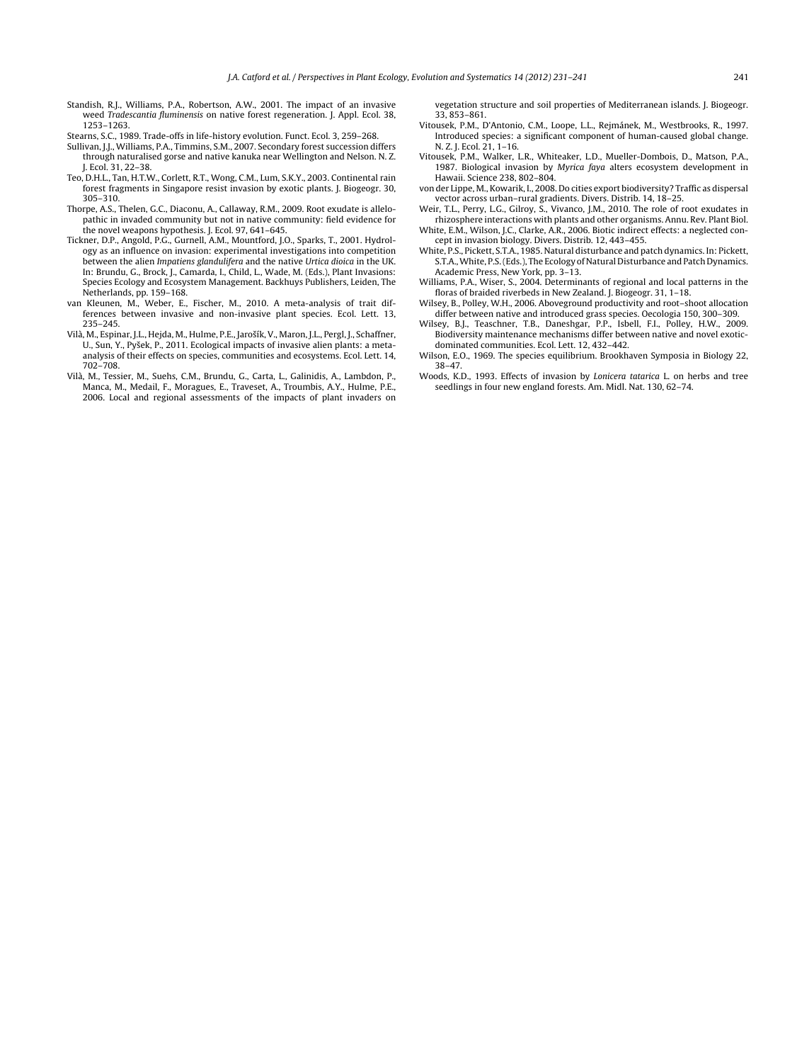Standish, R.J., Williams, P.A., Robertson, A.W., 2001. The impact of an invasive weed *Tradescantia fluminensis* on native forest regeneration. J. Appl. Ecol. 38, 1253–1263.

Stearns, S.C., 1989. Trade-offs in life-history evolution. Funct. Ecol. 3, 259–268.

Sullivan, J.J., Williams, P.A., Timmins, S.M., 2007. Secondary forest succession differs through naturalised gorse and native kanuka near Wellington and Nelson. N. Z. J. Ecol. 31, 22–38.

Teo, D.H.L., Tan, H.T.W., Corlett, R.T., Wong, C.M., Lum, S.K.Y., 2003. Continental rain forest fragments in Singapore resist invasion by exotic plants. J. Biogeogr. 30, 305–310.

Thorpe, A.S., Thelen, G.C., Diaconu, A., Callaway, R.M., 2009. Root exudate is allelopathic in invaded community but not in native community: field evidence for the novel weapons hypothesis. J. Ecol. 97, 641–645.

Tickner, D.P., Angold, P.G., Gurnell, A.M., Mountford, J.O., Sparks, T., 2001. Hydrology as an influence on invasion: experimental investigations into competition between the alien *Impatiens glandulifera* and the native *Urtica dioica* in the UK. In: Brundu, G., Brock, J., Camarda, I., Child, L., Wade, M. (Eds.), Plant Invasions: Species Ecology and Ecosystem Management. Backhuys Publishers, Leiden, The Netherlands, pp. 159–168.

van Kleunen, M., Weber, E., Fischer, M., 2010. A meta-analysis of trait differences between invasive and non-invasive plant species. Ecol. Lett. 13, 235–245.

Vilà, M., Espinar, J.L., Hejda, M., Hulme, P.E., Jarošík, V., Maron, J.L., Pergl, J., Schaffner, U., Sun, Y., Pyšek, P., 2011. Ecological impacts of invasive alien plants: a meta-analysis of their effects on species, communities and ecosystems. Ecol. Lett. 14, 702–708.

Vilà, M., Tessier, M., Suehs, C.M., Brundu, G., Carta, L., Galinidis, A., Lambdon, P., Manca, M., Medail, F., Moragues, E., Traveset, A., Troumbis, A.Y., Hulme, P.E., 2006. Local and regional assessments of the impacts of plant invaders on vegetation structure and soil properties of Mediterranean islands. J. Biogeogr. 33, 853–861.

Vitousek, P.M., D'Antonio, C.M., Loope, L.L., Rejmánek, M., Westbrooks, R., 1997. Introduced species: a significant component of human-caused global change. N. Z. J. Ecol. 21, 1–16.

Vitousek, P.M., Walker, L.R., Whiteaker, L.D., Mueller-Dombois, D., Matson, P.A., 1987. Biological invasion by *Myrica faya* alters ecosystem development in Hawaii. Science 238, 802–804.

von der Lippe, M., Kowarik, I., 2008. Do cities export biodiversity? Traffic as dispersal vector across urban–rural gradients. Divers. Distrib. 14, 18–25.

Weir, T.L., Perry, L.G., Gilroy, S., Vivanco, J.M., 2010. The role of root exudates in rhizosphere interactions with plants and other organisms. Annu. Rev. Plant Biol.

White, E.M., Wilson, J.C., Clarke, A.R., 2006. Biotic indirect effects: a neglected concept in invasion biology. Divers. Distrib. 12, 443–455.

White, P.S., Pickett, S.T.A., 1985. Natural disturbance and patch dynamics. In: Pickett, S.T.A., White, P.S. (Eds.), The Ecology of Natural Disturbance and Patch Dynamics. Academic Press, New York, pp. 3–13.

Williams, P.A., Wiser, S., 2004. Determinants of regional and local patterns in the floras of braided riverbeds in New Zealand. J. Biogeogr. 31, 1–18.

Wilsey, B., Polley, W.H., 2006. Aboveground productivity and root–shoot allocation differ between native and introduced grass species. Oecologia 150, 300–309.

Wilsey, B.J., Teaschner, T.B., Daneshgar, P.P., Isbell, F.I., Polley, H.W., 2009. Biodiversity maintenance mechanisms differ between native and novel exotic-dominated communities. Ecol. Lett. 12, 432–442.

Wilson, E.O., 1969. The species equilibrium. Brookhaven Symposia in Biology 22, 38–47.

Woods, K.D., 1993. Effects of invasion by *Lonicera tatarica* L. on herbs and tree seedlings in four new england forests. Am. Midl. Nat. 130, 62–74.